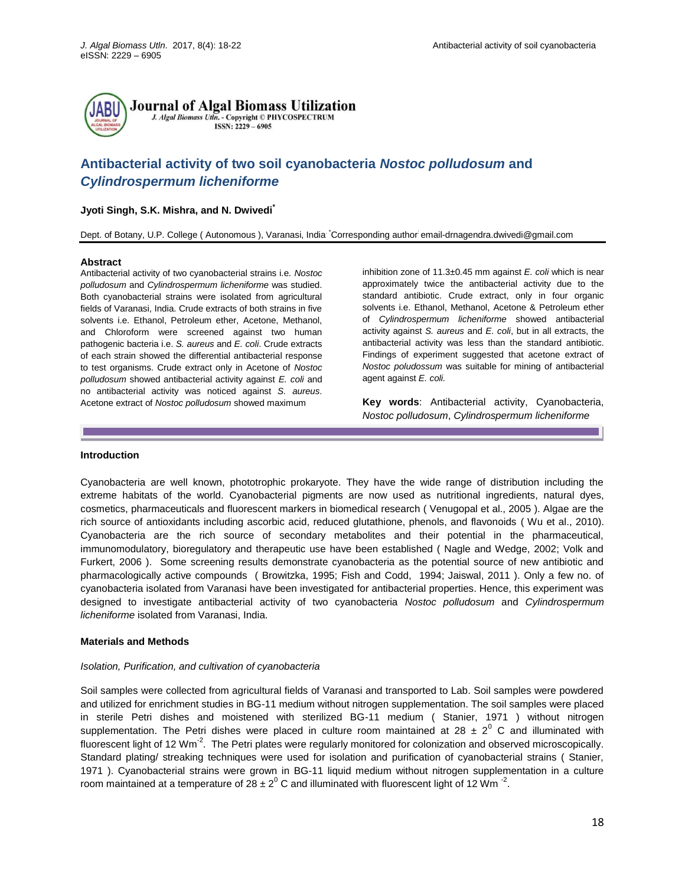# Antibacterial activity of two soil cyanobacteria *Nostoc polludosum* and *Cylindrospermum licheniforme*

**Jyoti Singh, S.K. Mishra, and N. Dwivedi***

Dept. of Botany, U.P. College ( Autonomous ), Varanasi, India *Corresponding author email-drnagendra.dwivedi@gmail.com

### Abstract

Antibacterial activity of two cyanobacterial strains i.e. *Nostoc polludosum* and *Cylindrospermum licheniforme* was studied. Both cyanobacterial strains were isolated from agricultural fields of Varanasi, India. Crude extracts of both strains in five solvents i.e. Ethanol, Petroleum ether, Acetone, Methanol, and Chloroform were screened against two human pathogenic bacteria i.e. *S. aureus* and *E. coli*. Crude extracts of each strain showed the differential antibacterial response to test organisms. Crude extract only in Acetone of *Nostoc polludosum* showed antibacterial activity against *E. coli* and no antibacterial activity was noticed against *S. aureus*. Acetone extract of *Nostoc polludosum* showed maximum inhibition zone of 11.3±0.45 mm against *E. coli* which is near approximately twice the antibacterial activity due to the standard antibiotic. Crude extract, only in four organic solvents i.e. Ethanol, Methanol, Acetone & Petroleum ether of *Cylindrospermum licheniforme* showed antibacterial activity against *S. aureus* and *E. coli*, but in all extracts, the antibacterial activity was less than the standard antibiotic. Findings of experiment suggested that acetone extract of *Nostoc poludossum* was suitable for mining of antibacterial agent against *E. coli.*

**Key words**: Antibacterial activity, Cyanobacteria, *Nostoc polludosum*, *Cylindrospermum licheniforme*

### Introduction

Cyanobacteria are well known, phototrophic prokaryote. They have the wide range of distribution including the extreme habitats of the world. Cyanobacterial pigments are now used as nutritional ingredients, natural dyes, cosmetics, pharmaceuticals and fluorescent markers in biomedical research ( Venugopal et al., 2005 ). Algae are the rich source of antioxidants including ascorbic acid, reduced glutathione, phenols, and flavonoids ( Wu et al., 2010). Cyanobacteria are the rich source of secondary metabolites and their potential in the pharmaceutical, immunomodulatory, bioregulatory and therapeutic use have been established ( Nagle and Wedge, 2002; Volk and Furkert, 2006 ). Some screening results demonstrate cyanobacteria as the potential source of new antibiotic and pharmacologically active compounds ( Browitzka, 1995; Fish and Codd, 1994; Jaiswal, 2011 ). Only a few no. of cyanobacteria isolated from Varanasi have been investigated for antibacterial properties. Hence, this experiment was designed to investigate antibacterial activity of two cyanobacteria *Nostoc polludosum* and *Cylindrospermum licheniforme* isolated from Varanasi, India.

### Materials and Methods

*Isolation, Purification, and cultivation of cyanobacteria*

Soil samples were collected from agricultural fields of Varanasi and transported to Lab. Soil samples were powdered and utilized for enrichment studies in BG-11 medium without nitrogen supplementation. The soil samples were placed in sterile Petri dishes and moistened with sterilized BG-11 medium ( Stanier, 1971 ) without nitrogen supplementation. The Petri dishes were placed in culture room maintained at $28 \pm 2^0$ C and illuminated with fluorescent light of 12 $Wm^{-2}$. The Petri plates were regularly monitored for colonization and observed microscopically. Standard plating/ streaking techniques were used for isolation and purification of cyanobacterial strains ( Stanier, 1971 ). Cyanobacterial strains were grown in BG-11 liquid medium without nitrogen supplementation in a culture room maintained at a temperature of $28 \pm 2^0$ C and illuminated with fluorescent light of 12 $Wm^{-2}$.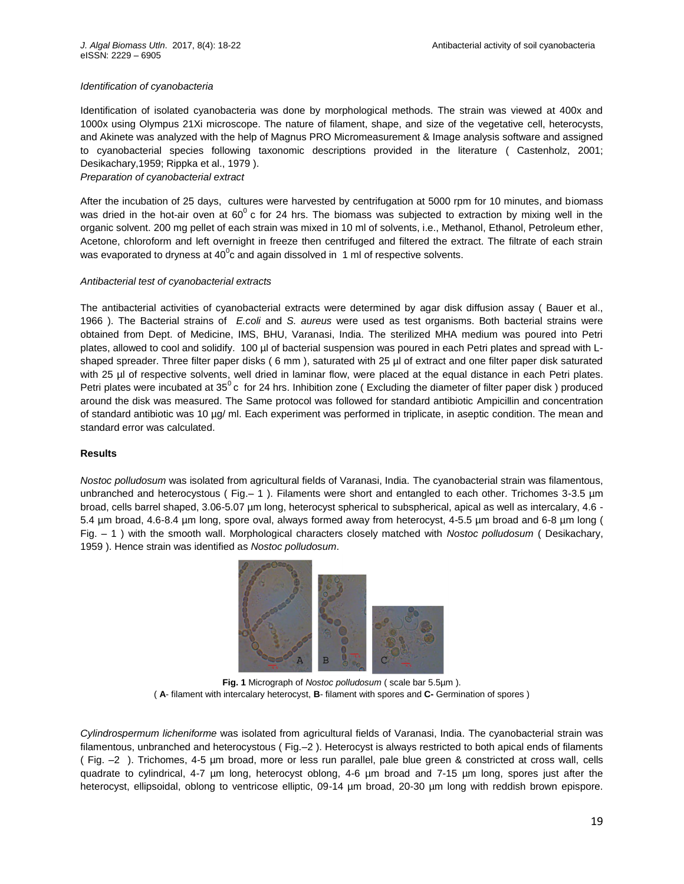*Identification of cyanobacteria*

Identification of isolated cyanobacteria was done by morphological methods. The strain was viewed at 400x and 1000x using Olympus 21Xi microscope. The nature of filament, shape, and size of the vegetative cell, heterocysts, and Akinete was analyzed with the help of Magnus PRO Micromeasurement & Image analysis software and assigned to cyanobacterial species following taxonomic descriptions provided in the literature ( Castenholz, 2001; Desikachary,1959; Rippka et al., 1979 ).

*Preparation of cyanobacterial extract*

After the incubation of 25 days, cultures were harvested by centrifugation at 5000 rpm for 10 minutes, and biomass was dried in the hot-air oven at $60^0$ c for 24 hrs. The biomass was subjected to extraction by mixing well in the organic solvent. 200 mg pellet of each strain was mixed in 10 ml of solvents, i.e., Methanol, Ethanol, Petroleum ether, Acetone, chloroform and left overnight in freeze then centrifuged and filtered the extract. The filtrate of each strain was evaporated to dryness at $40^0$c and again dissolved in 1 ml of respective solvents.

*Antibacterial test of cyanobacterial extracts*

The antibacterial activities of cyanobacterial extracts were determined by agar disk diffusion assay ( Bauer et al., 1966 ). The Bacterial strains of *E.coli* and *S. aureus* were used as test organisms. Both bacterial strains were obtained from Dept. of Medicine, IMS, BHU, Varanasi, India. The sterilized MHA medium was poured into Petri plates, allowed to cool and solidify. 100 µl of bacterial suspension was poured in each Petri plates and spread with L-shaped spreader. Three filter paper disks ( 6 mm ), saturated with 25 µl of extract and one filter paper disk saturated with 25 µl of respective solvents, well dried in laminar flow, were placed at the equal distance in each Petri plates. Petri plates were incubated at $35^0$ c for 24 hrs. Inhibition zone ( Excluding the diameter of filter paper disk ) produced around the disk was measured. The Same protocol was followed for standard antibiotic Ampicillin and concentration of standard antibiotic was 10 µg/ ml. Each experiment was performed in triplicate, in aseptic condition. The mean and standard error was calculated.

**Results**

*Nostoc polludosum* was isolated from agricultural fields of Varanasi, India. The cyanobacterial strain was filamentous, unbranched and heterocystous ( Fig.– 1 ). Filaments were short and entangled to each other. Trichomes 3-3.5 µm broad, cells barrel shaped, 3.06-5.07 µm long, heterocyst spherical to subspherical, apical as well as intercalary, 4.6 - 5.4 µm broad, 4.6-8.4 µm long, spore oval, always formed away from heterocyst, 4-5.5 µm broad and 6-8 µm long ( Fig. – 1 ) with the smooth wall. Morphological characters closely matched with *Nostoc polludosum* ( Desikachary, 1959 ). Hence strain was identified as *Nostoc polludosum*.

**Fig. 1** Micrograph of *Nostoc polludosum* ( scale bar 5.5µm ).
( **A**- filament with intercalary heterocyst, **B**- filament with spores and **C-** Germination of spores )

*Cylindrospermum licheniforme* was isolated from agricultural fields of Varanasi, India. The cyanobacterial strain was filamentous, unbranched and heterocystous ( Fig.–2 ). Heterocyst is always restricted to both apical ends of filaments ( Fig. –2 ). Trichomes, 4-5 µm broad, more or less run parallel, pale blue green & constricted at cross wall, cells quadrate to cylindrical, 4-7 µm long, heterocyst oblong, 4-6 µm broad and 7-15 µm long, spores just after the heterocyst, ellipsoidal, oblong to ventricose elliptic, 09-14 µm broad, 20-30 µm long with reddish brown epispore.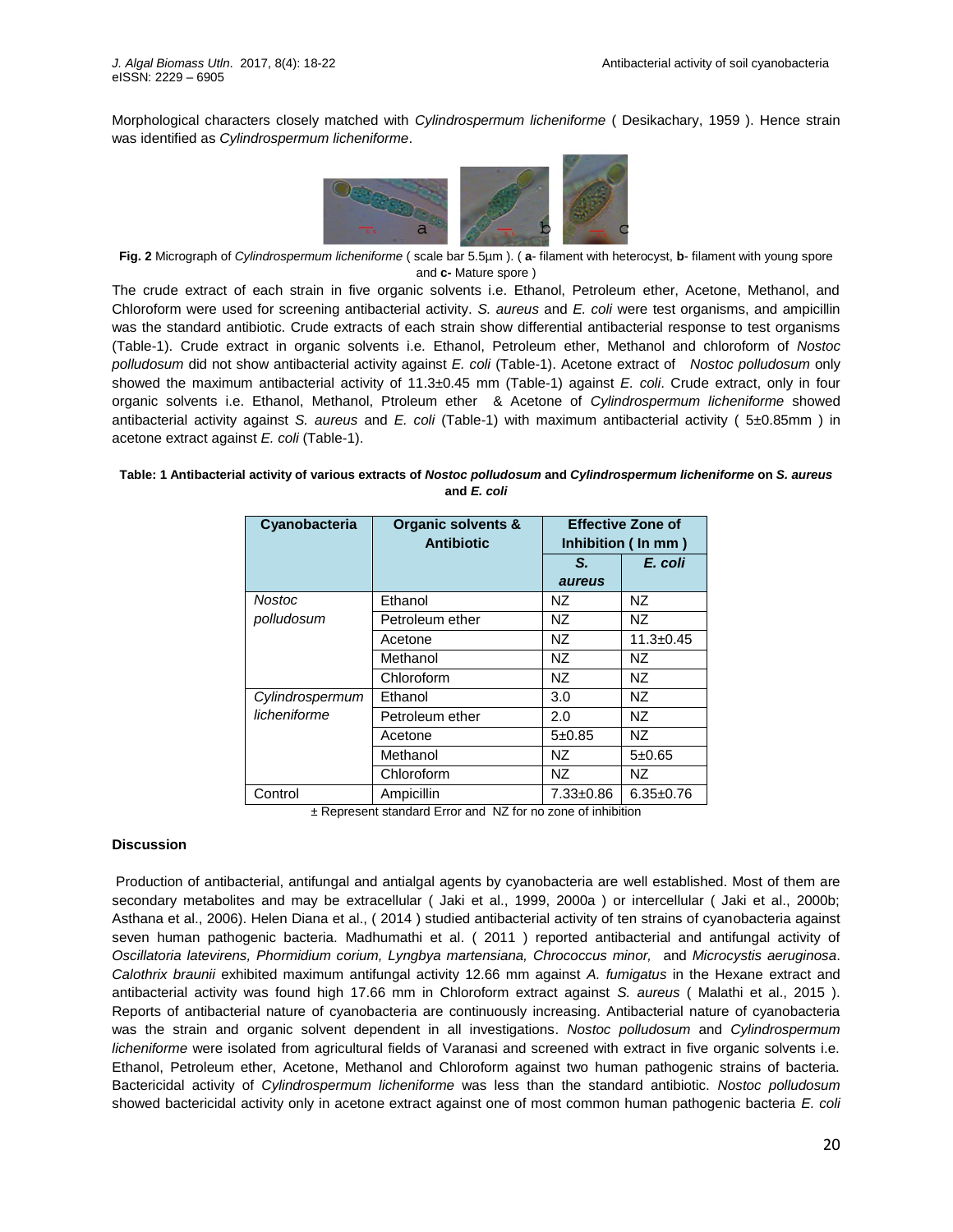Morphological characters closely matched with *Cylindrospermum licheniforme* ( Desikachary, 1959 ). Hence strain was identified as *Cylindrospermum licheniforme*.

**Fig. 2** Micrograph of *Cylindrospermum licheniforme* ( scale bar 5.5µm ). ( **a**- filament with heterocyst, **b**- filament with young spore and **c-** Mature spore )

The crude extract of each strain in five organic solvents i.e. Ethanol, Petroleum ether, Acetone, Methanol, and Chloroform were used for screening antibacterial activity. *S. aureus* and *E. coli* were test organisms, and ampicillin was the standard antibiotic. Crude extracts of each strain show differential antibacterial response to test organisms (Table-1). Crude extract in organic solvents i.e. Ethanol, Petroleum ether, Methanol and chloroform of *Nostoc polludosum* did not show antibacterial activity against *E. coli* (Table-1). Acetone extract of *Nostoc polludosum* only showed the maximum antibacterial activity of 11.3±0.45 mm (Table-1) against *E. coli*. Crude extract, only in four organic solvents i.e. Ethanol, Methanol, Ptroleum ether & Acetone of *Cylindrospermum licheniforme* showed antibacterial activity against *S. aureus* and *E. coli* (Table-1) with maximum antibacterial activity ( 5±0.85mm ) in acetone extract against *E. coli* (Table-1).

**Table: 1 Antibacterial activity of various extracts of *Nostoc polludosum* and *Cylindrospermum licheniforme* on *S. aureus* and *E. coli***

| Cyanobacteria | Organic solvents & Antibiotic | Effective Zone of Inhibition ( In mm ) | |
|---|---|---|---|
| | | ***S. aureus*** | ***E. coli*** |
| *Nostoc polludosum* | Ethanol | NZ | NZ |
| | Petroleum ether | NZ | NZ |
| | Acetone | NZ | 11.3±0.45 |
| | Methanol | NZ | NZ |
| | Chloroform | NZ | NZ |
| *Cylindrospermum licheniforme* | Ethanol | 3.0 | NZ |
| | Petroleum ether | 2.0 | NZ |
| | Acetone | 5±0.85 | NZ |
| | Methanol | NZ | 5±0.65 |
| | Chloroform | NZ | NZ |
| Control | Ampicillin | 7.33±0.86 | 6.35±0.76 |

± Represent standard Error and NZ for no zone of inhibition

**Discussion**

Production of antibacterial, antifungal and antialgal agents by cyanobacteria are well established. Most of them are secondary metabolites and may be extracellular ( Jaki et al., 1999, 2000a ) or intercellular ( Jaki et al., 2000b; Asthana et al., 2006). Helen Diana et al., ( 2014 ) studied antibacterial activity of ten strains of cyanobacteria against seven human pathogenic bacteria. Madhumathi et al. ( 2011 ) reported antibacterial and antifungal activity of *Oscillatoria latevirens, Phormidium corium, Lyngbya martensiana, Chrococcus minor,* and *Microcystis aeruginosa*. *Calothrix braunii* exhibited maximum antifungal activity 12.66 mm against *A. fumigatus* in the Hexane extract and antibacterial activity was found high 17.66 mm in Chloroform extract against *S. aureus* ( Malathi et al., 2015 ). Reports of antibacterial nature of cyanobacteria are continuously increasing. Antibacterial nature of cyanobacteria was the strain and organic solvent dependent in all investigations. *Nostoc polludosum* and *Cylindrospermum licheniforme* were isolated from agricultural fields of Varanasi and screened with extract in five organic solvents i.e. Ethanol, Petroleum ether, Acetone, Methanol and Chloroform against two human pathogenic strains of bacteria. Bactericidal activity of *Cylindrospermum licheniforme* was less than the standard antibiotic. *Nostoc polludosum* showed bactericidal activity only in acetone extract against one of most common human pathogenic bacteria *E. coli*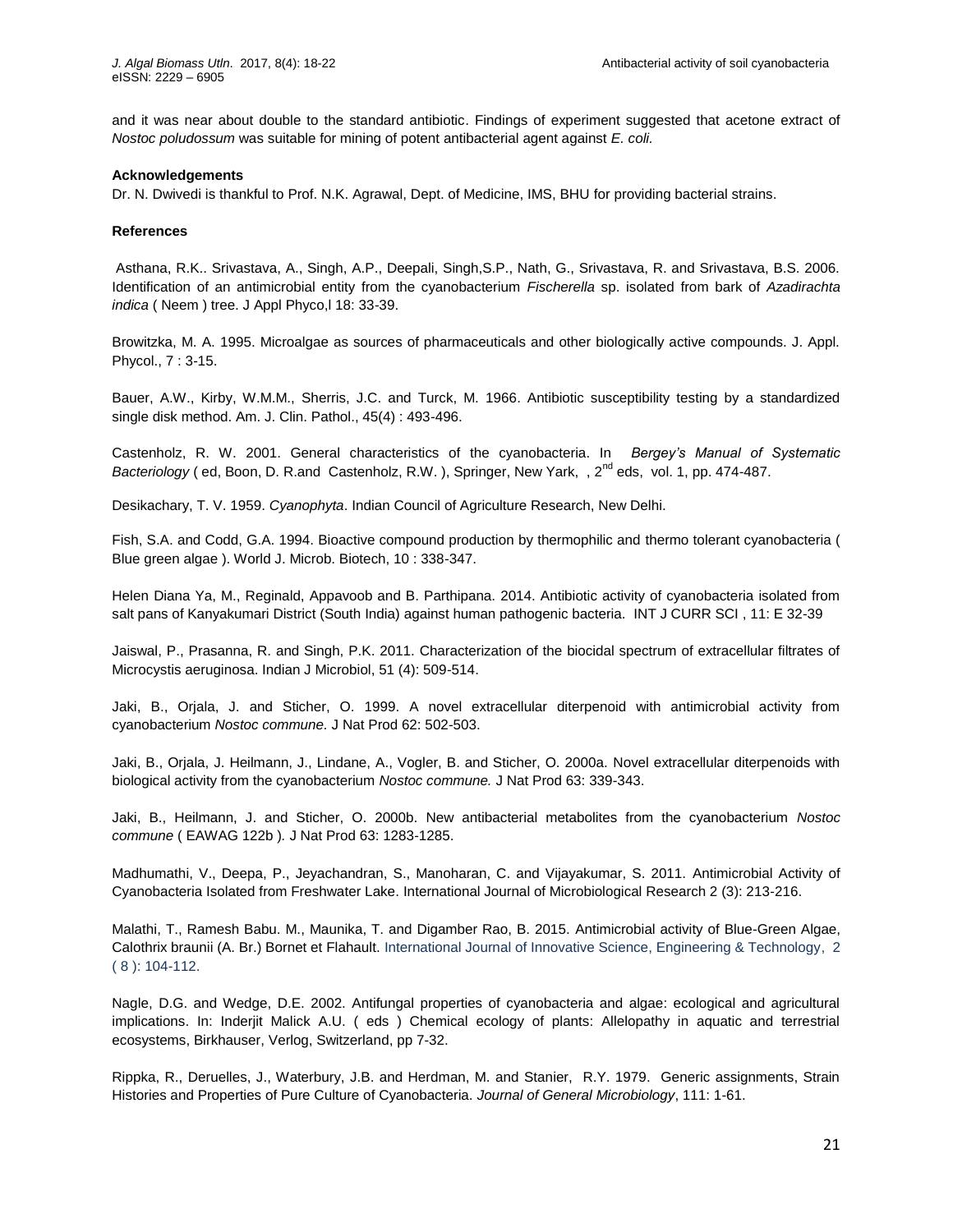and it was near about double to the standard antibiotic. Findings of experiment suggested that acetone extract of *Nostoc poludossum* was suitable for mining of potent antibacterial agent against *E. coli.*

**Acknowledgements**

Dr. N. Dwivedi is thankful to Prof. N.K. Agrawal, Dept. of Medicine, IMS, BHU for providing bacterial strains.

**References**

Asthana, R.K.. Srivastava, A., Singh, A.P., Deepali, Singh,S.P., Nath, G., Srivastava, R. and Srivastava, B.S. 2006. Identification of an antimicrobial entity from the cyanobacterium *Fischerella* sp. isolated from bark of *Azadirachta indica* ( Neem ) tree. J Appl Phyco,l 18: 33-39.

Browitzka, M. A. 1995. Microalgae as sources of pharmaceuticals and other biologically active compounds. J. Appl. Phycol., 7 : 3-15.

Bauer, A.W., Kirby, W.M.M., Sherris, J.C. and Turck, M. 1966. Antibiotic susceptibility testing by a standardized single disk method. Am. J. Clin. Pathol., 45(4) : 493-496.

Castenholz, R. W. 2001. General characteristics of the cyanobacteria. In *Bergey's Manual of Systematic Bacteriology* ( ed, Boon, D. R.and Castenholz, R.W. ), Springer, New Yark, , 2nd eds, vol. 1, pp. 474-487.

Desikachary, T. V. 1959. *Cyanophyta*. Indian Council of Agriculture Research, New Delhi.

Fish, S.A. and Codd, G.A. 1994. Bioactive compound production by thermophilic and thermo tolerant cyanobacteria ( Blue green algae ). World J. Microb. Biotech, 10 : 338-347.

Helen Diana Ya, M., Reginald, Appavoob and B. Parthipana. 2014. Antibiotic activity of cyanobacteria isolated from salt pans of Kanyakumari District (South India) against human pathogenic bacteria. INT J CURR SCI , 11: E 32-39

Jaiswal, P., Prasanna, R. and Singh, P.K. 2011. Characterization of the biocidal spectrum of extracellular filtrates of Microcystis aeruginosa. Indian J Microbiol, 51 (4): 509-514.

Jaki, B., Orjala, J. and Sticher, O. 1999. A novel extracellular diterpenoid with antimicrobial activity from cyanobacterium *Nostoc commune.* J Nat Prod 62: 502-503.

Jaki, B., Orjala, J. Heilmann, J., Lindane, A., Vogler, B. and Sticher, O. 2000a. Novel extracellular diterpenoids with biological activity from the cyanobacterium *Nostoc commune.* J Nat Prod 63: 339-343.

Jaki, B., Heilmann, J. and Sticher, O. 2000b. New antibacterial metabolites from the cyanobacterium *Nostoc commune* ( EAWAG 122b ). J Nat Prod 63: 1283-1285.

Madhumathi, V., Deepa, P., Jeyachandran, S., Manoharan, C. and Vijayakumar, S. 2011. Antimicrobial Activity of Cyanobacteria Isolated from Freshwater Lake. International Journal of Microbiological Research 2 (3): 213-216.

Malathi, T., Ramesh Babu. M., Maunika, T. and Digamber Rao, B. 2015. Antimicrobial activity of Blue-Green Algae, Calothrix braunii (A. Br.) Bornet et Flahault. International Journal of Innovative Science, Engineering & Technology, 2 ( 8 ): 104-112.

Nagle, D.G. and Wedge, D.E. 2002. Antifungal properties of cyanobacteria and algae: ecological and agricultural implications. In: Inderjit Malick A.U. ( eds ) Chemical ecology of plants: Allelopathy in aquatic and terrestrial ecosystems, Birkhauser, Verlog, Switzerland, pp 7-32.

Rippka, R., Deruelles, J., Waterbury, J.B. and Herdman, M. and Stanier, R.Y. 1979. Generic assignments, Strain Histories and Properties of Pure Culture of Cyanobacteria. *Journal of General Microbiology*, 111: 1-61.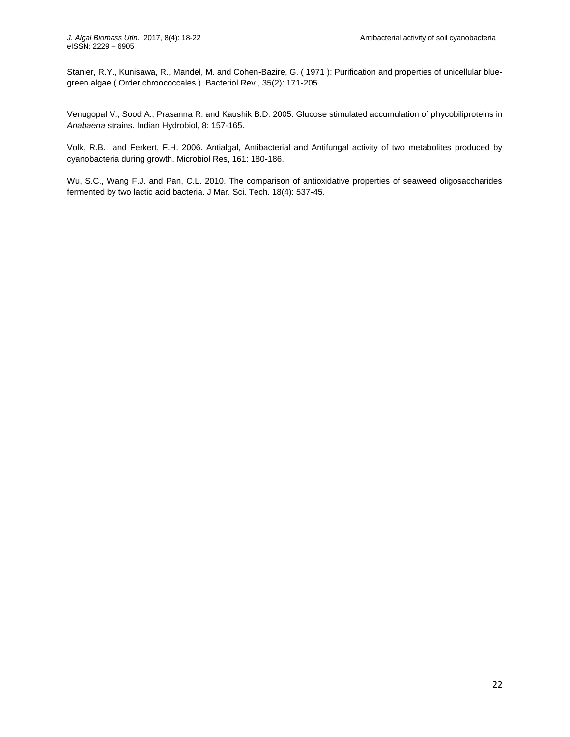Stanier, R.Y., Kunisawa, R., Mandel, M. and Cohen-Bazire, G. ( 1971 ): Purification and properties of unicellular blue-green algae ( Order chroococcales ). Bacteriol Rev., 35(2): 171-205.

Venugopal V., Sood A., Prasanna R. and Kaushik B.D. 2005. Glucose stimulated accumulation of phycobiliproteins in *Anabaena* strains. Indian Hydrobiol, 8: 157-165.

Volk, R.B. and Ferkert, F.H. 2006. Antialgal, Antibacterial and Antifungal activity of two metabolites produced by cyanobacteria during growth. Microbiol Res, 161: 180-186.

Wu, S.C., Wang F.J. and Pan, C.L. 2010. The comparison of antioxidative properties of seaweed oligosaccharides fermented by two lactic acid bacteria. J Mar. Sci. Tech. 18(4): 537-45.